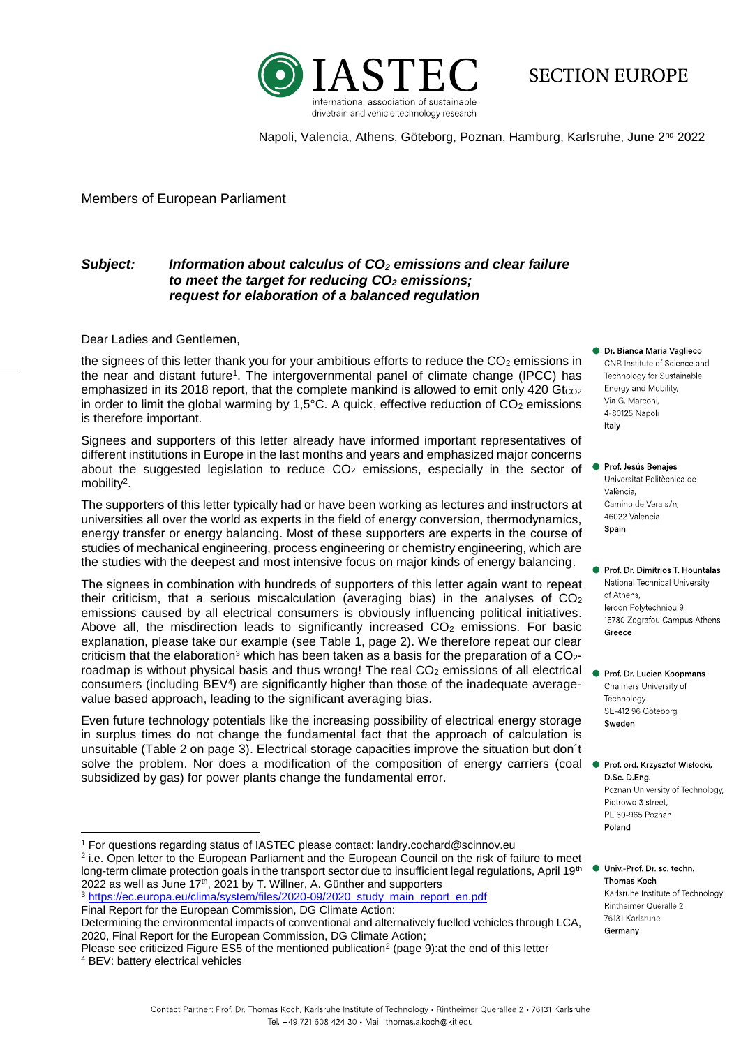IASTEC
international association of sustainable drivetrain and vehicle technology research

SECTION EUROPE

Napoli, Valencia, Athens, Göteborg, Poznan, Hamburg, Karlsruhe, June 2nd 2022

Members of European Parliament

***Subject:*** ***Information about calculus of $CO_2$ emissions and clear failure to meet the target for reducing $CO_2$ emissions; request for elaboration of a balanced regulation***

Dear Ladies and Gentlemen,

the signees of this letter thank you for your ambitious efforts to reduce the $CO_2$ emissions in the near and distant future[1]. The intergovernmental panel of climate change (IPCC) has emphasized in its 2018 report, that the complete mankind is allowed to emit only 420 $Gt_{CO2}$ in order to limit the global warming by 1,5°C. A quick, effective reduction of $CO_2$ emissions is therefore important.

Signees and supporters of this letter already have informed important representatives of different institutions in Europe in the last months and years and emphasized major concerns about the suggested legislation to reduce $CO_2$ emissions, especially in the sector of mobility[2].

The supporters of this letter typically had or have been working as lectures and instructors at universities all over the world as experts in the field of energy conversion, thermodynamics, energy transfer or energy balancing. Most of these supporters are experts in the course of studies of mechanical engineering, process engineering or chemistry engineering, which are the studies with the deepest and most intensive focus on major kinds of energy balancing.

The signees in combination with hundreds of supporters of this letter again want to repeat their criticism, that a serious miscalculation (averaging bias) in the analyses of $CO_2$ emissions caused by all electrical consumers is obviously influencing political initiatives. Above all, the misdirection leads to significantly increased $CO_2$ emissions. For basic explanation, please take our example (see Table 1, page 2). We therefore repeat our clear criticism that the elaboration[3] which has been taken as a basis for the preparation of a $CO_2$-roadmap is without physical basis and thus wrong! The real $CO_2$ emissions of all electrical consumers (including BEV[4]) are significantly higher than those of the inadequate average-value based approach, leading to the significant averaging bias.

Even future technology potentials like the increasing possibility of electrical energy storage in surplus times do not change the fundamental fact that the approach of calculation is unsuitable (Table 2 on page 3). Electrical storage capacities improve the situation but don´t solve the problem. Nor does a modification of the composition of energy carriers (coal subsidized by gas) for power plants change the fundamental error.

- **Dr. Bianca Maria Vaglieco**
  CNR Institute of Science and Technology for Sustainable Energy and Mobility,
  Via G. Marconi,
  4-80125 Napoli
  **Italy**

- **Prof. Jesús Benajes**
  Universitat Politècnica de València,
  Camino de Vera s/n,
  46022 Valencia
  **Spain**

- **Prof. Dr. Dimitrios T. Hountalas**
  National Technical University of Athens,
  Ieroon Polytechniou 9,
  15780 Zografou Campus Athens
  **Greece**

- **Prof. Dr. Lucien Koopmans**
  Chalmers University of Technology
  SE-412 96 Göteborg
  **Sweden**

- **Prof. ord. Krzysztof Wisłocki, D.Sc. D.Eng.**
  Poznan University of Technology,
  Piotrowo 3 street,
  PL 60-965 Poznan
  **Poland**

- **Univ.-Prof. Dr. sc. techn. Thomas Koch**
  Karlsruhe Institute of Technology
  Rintheimer Queralle 2
  76131 Karlsruhe
  **Germany**

---

[1] For questions regarding status of IASTEC please contact: landry.cochard@scinnov.eu

[2] i.e. Open letter to the European Parliament and the European Council on the risk of failure to meet long-term climate protection goals in the transport sector due to insufficient legal regulations, April 19th 2022 as well as June 17th, 2021 by T. Willner, A. Günther and supporters

[3] https://ec.europa.eu/clima/system/files/2020-09/2020_study_main_report_en.pdf
Final Report for the European Commission, DG Climate Action:
Determining the environmental impacts of conventional and alternatively fuelled vehicles through LCA, 2020, Final Report for the European Commission, DG Climate Action;
Please see criticized Figure ES5 of the mentioned publication[2] (page 9):at the end of this letter

[4] BEV: battery electrical vehicles

Contact Partner: Prof. Dr. Thomas Koch, Karlsruhe Institute of Technology • Rintheimer Querallee 2 • 76131 Karlsruhe
Tel. +49 721 608 424 30 • Mail: thomas.a.koch@kit.edu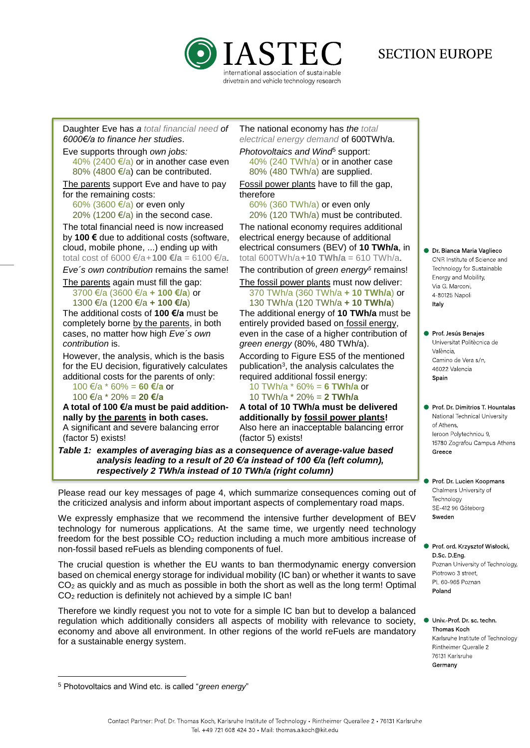| | |
|---|---|
| Daughter Eve has *a total financial need of 6000€/a to finance her studies*. | The national economy has *the total electrical energy demand* of 600TWh/a. |
| Eve supports through *own jobs:* 40% (2400 €/a) or in another case even 80% (4800 €/a) can be contributed. | *Photovoltaics and Wind*[5] support: 40% (240 TWh/a) or in another case 80% (480 TWh/a) are supplied. |
| The parents support Eve and have to pay for the remaining costs: 60% (3600 €/a) or even only 20% (1200 €/a) in the second case. | Fossil power plants have to fill the gap, therefore 60% (360 TWh/a) or even only 20% (120 TWh/a) must be contributed. |
| The total financial need is now increased by **100 €** due to additional costs (software, cloud, mobile phone, ...) ending up with total cost of 6000 €/a+**100 €/a** = 6100 €/a. | The national economy requires additional electrical energy because of additional electrical consumers (BEV) of **10 TWh/a**, in total 600TWh/a+**10 TWh/a** = 610 TWh/a. |
| *Eve´s own contribution* remains the same! | The contribution of *green energy*[5] remains! |
| The parents again must fill the gap: 3700 €/a (3600 €/a **+ 100 €/a**) or 1300 €/a (1200 €/a **+ 100 €/a**) | The fossil power plants must now deliver: 370 TWh/a (360 TWh/a **+ 10 TWh/a**) or 130 TWh/a (120 TWh/a **+ 10 TWh/a**) |
| The additional costs of **100 €/a** must be completely borne by the parents, in both cases, no matter how high *Eve´s own contribution* is. | The additional energy of **10 TWh/a** must be entirely provided based on fossil energy, even in the case of a higher contribution of *green energy* (80%, 480 TWh/a). |
| However, the analysis, which is the basis for the EU decision, figuratively calculates additional costs for the parents of only: 100 €/a * 60% = **60 €/a** or 100 €/a * 20% = **20 €/a** | According to Figure ES5 of the mentioned publication[3], the analysis calculates the required additional fossil energy: 10 TWh/a * 60% = **6 TWh/a** or 10 TWh/a * 20% = **2 TWh/a** |
| **A total of 100 €/a must be paid additionally by the parents in both cases.** A significant and severe balancing error (factor 5) exists! | **A total of 10 TWh/a must be delivered additionally by fossil power plants!** Also here an inacceptable balancing error (factor 5) exists! |

***Table 1: examples of averaging bias as a consequence of average-value based analysis leading to a result of 20 €/a instead of 100 €/a (left column), respectively 2 TWh/a instead of 10 TWh/a (right column)***

Please read our key messages of page 4, which summarize consequences coming out of the criticized analysis and inform about important aspects of complementary road maps.

We expressly emphasize that we recommend the intensive further development of BEV technology for numerous applications. At the same time, we urgently need technology freedom for the best possible $CO_2$ reduction including a much more ambitious increase of non-fossil based reFuels as blending components of fuel.

The crucial question is whether the EU wants to ban thermodynamic energy conversion based on chemical energy storage for individual mobility (IC ban) or whether it wants to save $CO_2$ as quickly and as much as possible in both the short as well as the long term! Optimal $CO_2$ reduction is definitely not achieved by a simple IC ban!

Therefore we kindly request you not to vote for a simple IC ban but to develop a balanced regulation which additionally considers all aspects of mobility with relevance to society, economy and above all environment. In other regions of the world reFuels are mandatory for a sustainable energy system.

- **Dr. Bianca Maria Vaglieco**
  CNR Institute of Science and Technology for Sustainable Energy and Mobility,
  Via G. Marconi,
  4-80125 Napoli
  **Italy**
- **Prof. Jesús Benajes**
  Universitat Politècnica de València,
  Camino de Vera s/n,
  46022 Valencia
  **Spain**
- **Prof. Dr. Dimitrios T. Hountalas**
  National Technical University of Athens,
  Ieroon Polytechniou 9,
  15780 Zografou Campus Athens
  **Greece**
- **Prof. Dr. Lucien Koopmans**
  Chalmers University of Technology
  SE-412 96 Göteborg
  **Sweden**
- **Prof. ord. Krzysztof Wisłocki, D.Sc. D.Eng.**
  Poznan University of Technology,
  Piotrowo 3 street,
  PL 60-965 Poznan
  **Poland**
- **Univ.-Prof. Dr. sc. techn. Thomas Koch**
  Karlsruhe Institute of Technology
  Rintheimer Queralle 2
  76131 Karlsruhe
  **Germany**

[5] Photovoltaics and Wind etc. is called "*green energy*"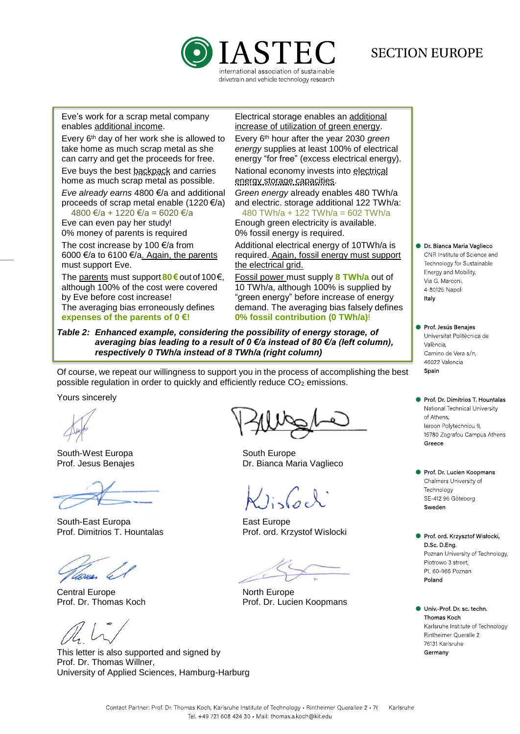| | |
|---|---|
| Eve's work for a scrap metal company enables additional income. | Electrical storage enables an additional increase of utilization of green energy. |
| Every 6th day of her work she is allowed to take home as much scrap metal as she can carry and get the proceeds for free. | Every 6th hour after the year 2030 *green energy* supplies at least 100% of electrical energy "for free" (excess electrical energy). |
| Eve buys the best backpack and carries home as much scrap metal as possible. | National economy invests into electrical energy storage capacities. |
| *Eve already earns* 4800 €/a and additional proceeds of scrap metal enable (1220 €/a) | *Green energy* already enables 480 TWh/a and electric. storage additional 122 TWh/a: |
| 4800 €/a + 1220 €/a = 6020 €/a | 480 TWh/a + 122 TWh/a = 602 TWh/a |
| Eve can even pay her study! | Enough green electricity is available. |
| 0% money of parents is required | 0% fossil energy is required. |
| The cost increase by 100 €/a from 6000 €/a to 6100 €/a. Again, the parents must support Eve. | Additional electrical energy of 10TWh/a is required. Again, fossil energy must support the electrical grid. |
| The parents must support **80 €** out of 100 €, although 100% of the cost were covered by Eve before cost increase! | Fossil power must supply **8 TWh/a** out of 10 TWh/a, although 100% is supplied by "green energy" before increase of energy demand. |
| The averaging bias erroneously defines **expenses of the parents of 0 €!** | The averaging bias falsely defines **0% fossil contribution (0 TWh/a)**! |

***Table 2: Enhanced example, considering the possibility of energy storage, of averaging bias leading to a result of 0 €/a instead of 80 €/a (left column), respectively 0 TWh/a instead of 8 TWh/a (right column)***

Of course, we repeat our willingness to support you in the process of accomplishing the best possible regulation in order to quickly and efficiently reduce $CO_2$ emissions.

Yours sincerely

South-West Europa
Prof. Jesus Benajes

South Europe
Dr. Bianca Maria Vaglieco

South-East Europa
Prof. Dimitrios T. Hountalas

East Europe
Prof. ord. Krzystof Wislocki

Central Europe
Prof. Dr. Thomas Koch

North Europe
Prof. Dr. Lucien Koopmans

This letter is also supported and signed by
Prof. Dr. Thomas Willner,
University of Applied Sciences, Hamburg-Harburg

- **Dr. Bianca Maria Vaglieco**
  CNR Institute of Science and Technology for Sustainable Energy and Mobility,
  Via G. Marconi,
  4-80125 Napoli
  **Italy**

- **Prof. Jesús Benajes**
  Universitat Politècnica de València,
  Camino de Vera s/n,
  46022 Valencia
  **Spain**

- **Prof. Dr. Dimitrios T. Hountalas**
  National Technical University of Athens,
  Ieroon Polytechniou 9,
  15780 Zografou Campus Athens
  **Greece**

- **Prof. Dr. Lucien Koopmans**
  Chalmers University of Technology
  SE-412 96 Göteborg
  **Sweden**

- **Prof. ord. Krzysztof Wisłocki, D.Sc. D.Eng.**
  Poznan University of Technology,
  Piotrowo 3 street,
  PL 60-965 Poznan
  **Poland**

- **Univ.-Prof. Dr. sc. techn. Thomas Koch**
  Karlsruhe Institute of Technology
  Rintheimer Querallee 2
  76131 Karlsruhe
  **Germany**

Contact Partner: Prof. Dr. Thomas Koch, Karlsruhe Institute of Technology • Rintheimer Querallee 2 • 76 Karlsruhe
Tel. +49 721 608 424 30 • Mail: thomas.a.koch@kit.edu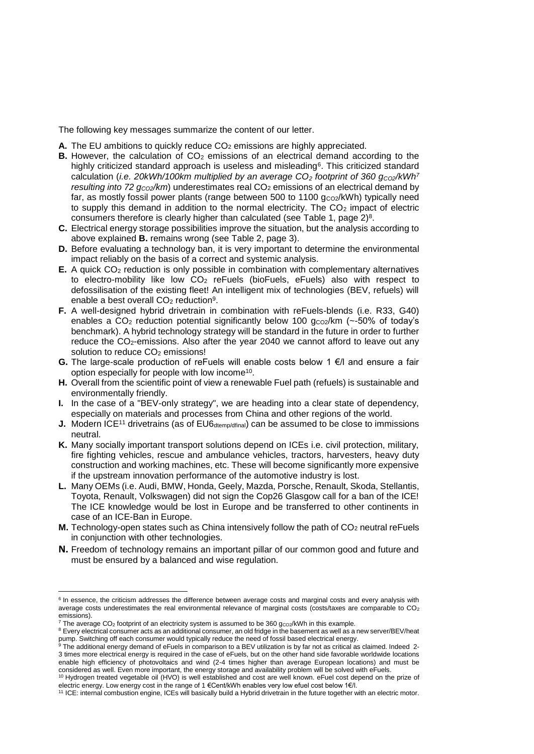The following key messages summarize the content of our letter.

**A.** The EU ambitions to quickly reduce $CO_2$ emissions are highly appreciated.

**B.** However, the calculation of $CO_2$ emissions of an electrical demand according to the highly criticized standard approach is useless and misleading[6]. This criticized standard calculation (*i.e. 20kWh/100km multiplied by an average $CO_2$ footprint of 360 $g_{CO2}$/kWh*[7] *resulting into 72 $g_{CO2}$/km*) underestimates real $CO_2$ emissions of an electrical demand by far, as mostly fossil power plants (range between 500 to 1100 $g_{CO2}$/kWh) typically need to supply this demand in addition to the normal electricity. The $CO_2$ impact of electric consumers therefore is clearly higher than calculated (see Table 1, page 2)[8].

**C.** Electrical energy storage possibilities improve the situation, but the analysis according to above explained **B.** remains wrong (see Table 2, page 3).

**D.** Before evaluating a technology ban, it is very important to determine the environmental impact reliably on the basis of a correct and systemic analysis.

**E.** A quick $CO_2$ reduction is only possible in combination with complementary alternatives to electro-mobility like low $CO_2$ reFuels (bioFuels, eFuels) also with respect to defossilisation of the existing fleet! An intelligent mix of technologies (BEV, refuels) will enable a best overall $CO_2$ reduction[9].

**F.** A well-designed hybrid drivetrain in combination with reFuels-blends (i.e. R33, G40) enables a $CO_2$ reduction potential significantly below 100 $g_{CO2}$/km (~-50% of today's benchmark). A hybrid technology strategy will be standard in the future in order to further reduce the $CO_2$-emissions. Also after the year 2040 we cannot afford to leave out any solution to reduce $CO_2$ emissions!

**G.** The large-scale production of reFuels will enable costs below 1 €/l and ensure a fair option especially for people with low income[10].

**H.** Overall from the scientific point of view a renewable Fuel path (refuels) is sustainable and environmentally friendly.

**I.** In the case of a "BEV-only strategy", we are heading into a clear state of dependency, especially on materials and processes from China and other regions of the world.

**J.** Modern ICE[11] drivetrains (as of $EU6_{dtemp/dfinal}$) can be assumed to be close to immissions neutral.

**K.** Many socially important transport solutions depend on ICEs i.e. civil protection, military, fire fighting vehicles, rescue and ambulance vehicles, tractors, harvesters, heavy duty construction and working machines, etc. These will become significantly more expensive if the upstream innovation performance of the automotive industry is lost.

**L.** Many OEMs (i.e. Audi, BMW, Honda, Geely, Mazda, Porsche, Renault, Skoda, Stellantis, Toyota, Renault, Volkswagen) did not sign the Cop26 Glasgow call for a ban of the ICE! The ICE knowledge would be lost in Europe and be transferred to other continents in case of an ICE-Ban in Europe.

**M.** Technology-open states such as China intensively follow the path of $CO_2$ neutral reFuels in conjunction with other technologies.

**N.** Freedom of technology remains an important pillar of our common good and future and must be ensured by a balanced and wise regulation.

---

[6] In essence, the criticism addresses the difference between average costs and marginal costs and every analysis with average costs underestimates the real environmental relevance of marginal costs (costs/taxes are comparable to $CO_2$ emissions).

[7] The average $CO_2$ footprint of an electricity system is assumed to be 360 $g_{CO2}$/kWh in this example.

[8] Every electrical consumer acts as an additional consumer, an old fridge in the basement as well as a new server/BEV/heat pump. Switching off each consumer would typically reduce the need of fossil based electrical energy.

[9] The additional energy demand of eFuels in comparison to a BEV utilization is by far not as critical as claimed. Indeed 2-3 times more electrical energy is required in the case of eFuels, but on the other hand side favorable worldwide locations enable high efficiency of photovoltaics and wind (2-4 times higher than average European locations) and must be considered as well. Even more important, the energy storage and availability problem will be solved with eFuels.

[10] Hydrogen treated vegetable oil (HVO) is well established and cost are well known. eFuel cost depend on the prize of electric energy. Low energy cost in the range of 1 €Cent/kWh enables very low efuel cost below 1€/l.

[11] ICE: internal combustion engine, ICEs will basically build a Hybrid drivetrain in the future together with an electric motor.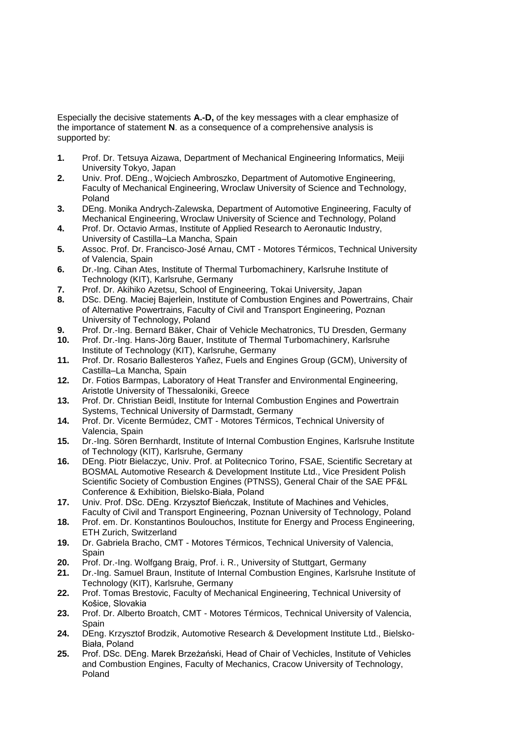Especially the decisive statements **A.-D,** of the key messages with a clear emphasize of the importance of statement **N**. as a consequence of a comprehensive analysis is supported by:

1. Prof. Dr. Tetsuya Aizawa, Department of Mechanical Engineering Informatics, Meiji University Tokyo, Japan
2. Univ. Prof. DEng., Wojciech Ambroszko, Department of Automotive Engineering, Faculty of Mechanical Engineering, Wroclaw University of Science and Technology, Poland
3. DEng. Monika Andrych-Zalewska, Department of Automotive Engineering, Faculty of Mechanical Engineering, Wroclaw University of Science and Technology, Poland
4. Prof. Dr. Octavio Armas, Institute of Applied Research to Aeronautic Industry, University of Castilla–La Mancha, Spain
5. Assoc. Prof. Dr. Francisco-José Arnau, CMT - Motores Térmicos, Technical University of Valencia, Spain
6. Dr.-Ing. Cihan Ates, Institute of Thermal Turbomachinery, Karlsruhe Institute of Technology (KIT), Karlsruhe, Germany
7. Prof. Dr. Akihiko Azetsu, School of Engineering, Tokai University, Japan
8. DSc. DEng. Maciej Bajerlein, Institute of Combustion Engines and Powertrains, Chair of Alternative Powertrains, Faculty of Civil and Transport Engineering, Poznan University of Technology, Poland
9. Prof. Dr.-Ing. Bernard Bäker, Chair of Vehicle Mechatronics, TU Dresden, Germany
10. Prof. Dr.-Ing. Hans-Jörg Bauer, Institute of Thermal Turbomachinery, Karlsruhe Institute of Technology (KIT), Karlsruhe, Germany
11. Prof. Dr. Rosario Ballesteros Yañez, Fuels and Engines Group (GCM), University of Castilla–La Mancha, Spain
12. Dr. Fotios Barmpas, Laboratory of Heat Transfer and Environmental Engineering, Aristotle University of Thessaloniki, Greece
13. Prof. Dr. Christian Beidl, Institute for Internal Combustion Engines and Powertrain Systems, Technical University of Darmstadt, Germany
14. Prof. Dr. Vicente Bermúdez, CMT - Motores Térmicos, Technical University of Valencia, Spain
15. Dr.-Ing. Sören Bernhardt, Institute of Internal Combustion Engines, Karlsruhe Institute of Technology (KIT), Karlsruhe, Germany
16. DEng. Piotr Bielaczyc, Univ. Prof. at Politecnico Torino, FSAE, Scientific Secretary at BOSMAL Automotive Research & Development Institute Ltd., Vice President Polish Scientific Society of Combustion Engines (PTNSS), General Chair of the SAE PF&L Conference & Exhibition, Bielsko-Biała, Poland
17. Univ. Prof. DSc. DEng. Krzysztof Bieńczak, Institute of Machines and Vehicles, Faculty of Civil and Transport Engineering, Poznan University of Technology, Poland
18. Prof. em. Dr. Konstantinos Boulouchos, Institute for Energy and Process Engineering, ETH Zurich, Switzerland
19. Dr. Gabriela Bracho, CMT - Motores Térmicos, Technical University of Valencia, Spain
20. Prof. Dr.-Ing. Wolfgang Braig, Prof. i. R., University of Stuttgart, Germany
21. Dr.-Ing. Samuel Braun, Institute of Internal Combustion Engines, Karlsruhe Institute of Technology (KIT), Karlsruhe, Germany
22. Prof. Tomas Brestovic, Faculty of Mechanical Engineering, Technical University of Košice, Slovakia
23. Prof. Dr. Alberto Broatch, CMT - Motores Térmicos, Technical University of Valencia, Spain
24. DEng. Krzysztof Brodzik, Automotive Research & Development Institute Ltd., Bielsko-Biała, Poland
25. Prof. DSc. DEng. Marek Brzeżański, Head of Chair of Vechicles, Institute of Vehicles and Combustion Engines, Faculty of Mechanics, Cracow University of Technology, Poland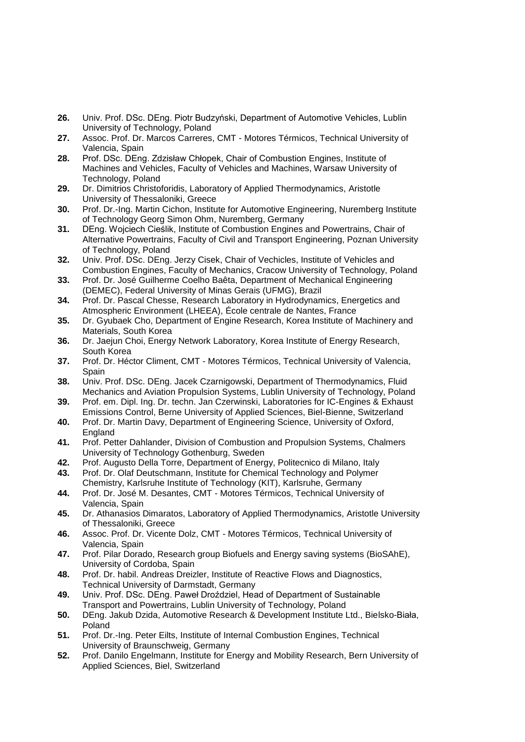**26.** Univ. Prof. DSc. DEng. Piotr Budzyński, Department of Automotive Vehicles, Lublin University of Technology, Poland

**27.** Assoc. Prof. Dr. Marcos Carreres, CMT - Motores Térmicos, Technical University of Valencia, Spain

**28.** Prof. DSc. DEng. Zdzisław Chłopek, Chair of Combustion Engines, Institute of Machines and Vehicles, Faculty of Vehicles and Machines, Warsaw University of Technology, Poland

**29.** Dr. Dimitrios Christoforidis, Laboratory of Applied Thermodynamics, Aristotle University of Thessaloniki, Greece

**30.** Prof. Dr.-Ing. Martin Cichon, Institute for Automotive Engineering, Nuremberg Institute of Technology Georg Simon Ohm, Nuremberg, Germany

**31.** DEng. Wojciech Cieślik, Institute of Combustion Engines and Powertrains, Chair of Alternative Powertrains, Faculty of Civil and Transport Engineering, Poznan University of Technology, Poland

**32.** Univ. Prof. DSc. DEng. Jerzy Cisek, Chair of Vechicles, Institute of Vehicles and Combustion Engines, Faculty of Mechanics, Cracow University of Technology, Poland

**33.** Prof. Dr. José Guilherme Coelho Baêta, Department of Mechanical Engineering (DEMEC), Federal University of Minas Gerais (UFMG), Brazil

**34.** Prof. Dr. Pascal Chesse, Research Laboratory in Hydrodynamics, Energetics and Atmospheric Environment (LHEEA), École centrale de Nantes, France

**35.** Dr. Gyubaek Cho, Department of Engine Research, Korea Institute of Machinery and Materials, South Korea

**36.** Dr. Jaejun Choi, Energy Network Laboratory, Korea Institute of Energy Research, South Korea

**37.** Prof. Dr. Héctor Climent, CMT - Motores Térmicos, Technical University of Valencia, Spain

**38.** Univ. Prof. DSc. DEng. Jacek Czarnigowski, Department of Thermodynamics, Fluid Mechanics and Aviation Propulsion Systems, Lublin University of Technology, Poland

**39.** Prof. em. Dipl. Ing. Dr. techn. Jan Czerwinski, Laboratories for IC-Engines & Exhaust Emissions Control, Berne University of Applied Sciences, Biel-Bienne, Switzerland

**40.** Prof. Dr. Martin Davy, Department of Engineering Science, University of Oxford, England

**41.** Prof. Petter Dahlander, Division of Combustion and Propulsion Systems, Chalmers University of Technology Gothenburg, Sweden

**42.** Prof. Augusto Della Torre, Department of Energy, Politecnico di Milano, Italy

**43.** Prof. Dr. Olaf Deutschmann, Institute for Chemical Technology and Polymer Chemistry, Karlsruhe Institute of Technology (KIT), Karlsruhe, Germany

**44.** Prof. Dr. José M. Desantes, CMT - Motores Térmicos, Technical University of Valencia, Spain

**45.** Dr. Athanasios Dimaratos, Laboratory of Applied Thermodynamics, Aristotle University of Thessaloniki, Greece

**46.** Assoc. Prof. Dr. Vicente Dolz, CMT - Motores Térmicos, Technical University of Valencia, Spain

**47.** Prof. Pilar Dorado, Research group Biofuels and Energy saving systems (BioSAhE), University of Cordoba, Spain

**48.** Prof. Dr. habil. Andreas Dreizler, Institute of Reactive Flows and Diagnostics, Technical University of Darmstadt, Germany

**49.** Univ. Prof. DSc. DEng. Paweł Droździel, Head of Department of Sustainable Transport and Powertrains, Lublin University of Technology, Poland

**50.** DEng. Jakub Dzida, Automotive Research & Development Institute Ltd., Bielsko-Biała, Poland

**51.** Prof. Dr.-Ing. Peter Eilts, Institute of Internal Combustion Engines, Technical University of Braunschweig, Germany

**52.** Prof. Danilo Engelmann, Institute for Energy and Mobility Research, Bern University of Applied Sciences, Biel, Switzerland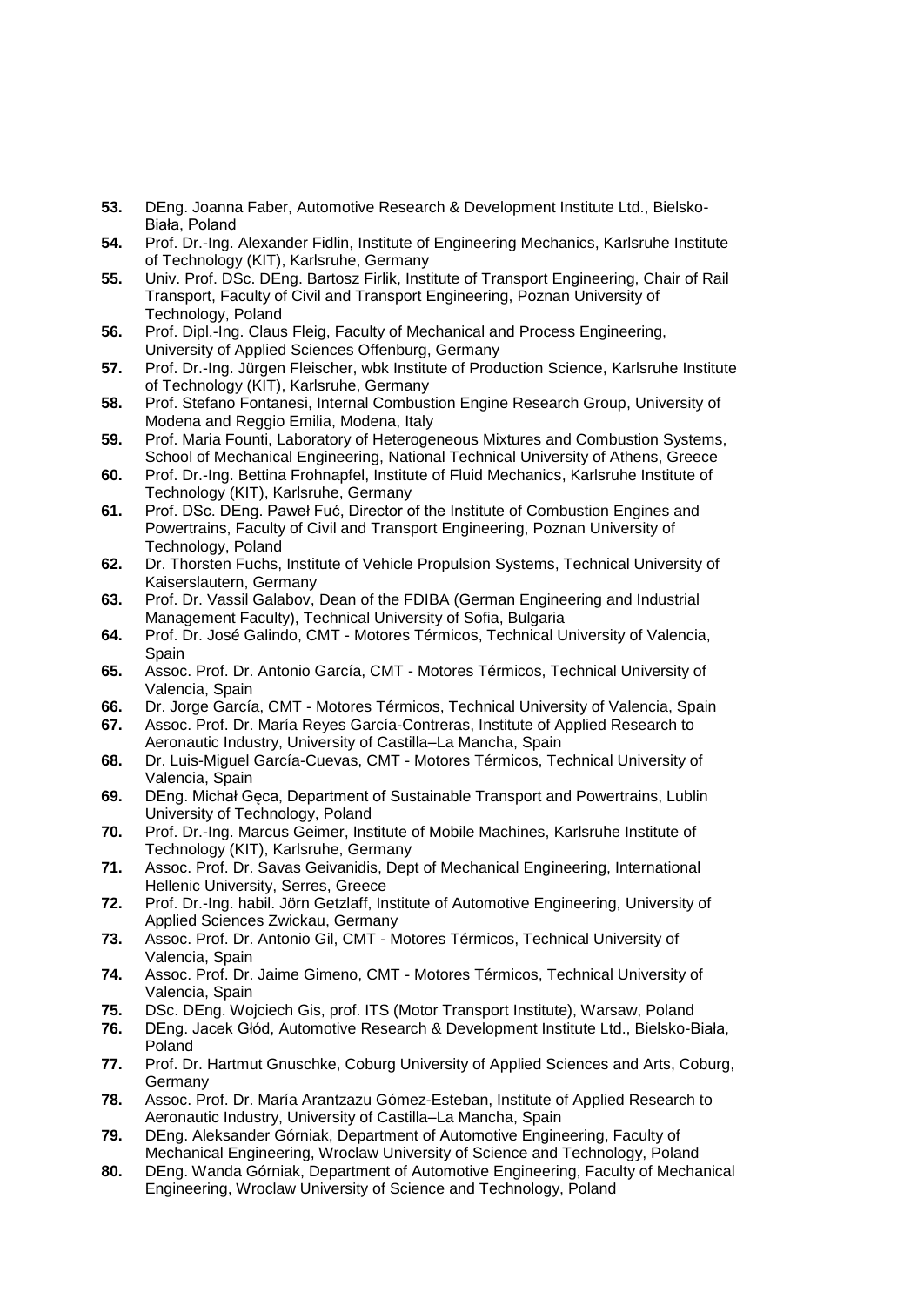**53.** DEng. Joanna Faber, Automotive Research & Development Institute Ltd., Bielsko-Biała, Poland

**54.** Prof. Dr.-Ing. Alexander Fidlin, Institute of Engineering Mechanics, Karlsruhe Institute of Technology (KIT), Karlsruhe, Germany

**55.** Univ. Prof. DSc. DEng. Bartosz Firlik, Institute of Transport Engineering, Chair of Rail Transport, Faculty of Civil and Transport Engineering, Poznan University of Technology, Poland

**56.** Prof. Dipl.-Ing. Claus Fleig, Faculty of Mechanical and Process Engineering, University of Applied Sciences Offenburg, Germany

**57.** Prof. Dr.-Ing. Jürgen Fleischer, wbk Institute of Production Science, Karlsruhe Institute of Technology (KIT), Karlsruhe, Germany

**58.** Prof. Stefano Fontanesi, Internal Combustion Engine Research Group, University of Modena and Reggio Emilia, Modena, Italy

**59.** Prof. Maria Founti, Laboratory of Heterogeneous Mixtures and Combustion Systems, School of Mechanical Engineering, National Technical University of Athens, Greece

**60.** Prof. Dr.-Ing. Bettina Frohnapfel, Institute of Fluid Mechanics, Karlsruhe Institute of Technology (KIT), Karlsruhe, Germany

**61.** Prof. DSc. DEng. Paweł Fuć, Director of the Institute of Combustion Engines and Powertrains, Faculty of Civil and Transport Engineering, Poznan University of Technology, Poland

**62.** Dr. Thorsten Fuchs, Institute of Vehicle Propulsion Systems, Technical University of Kaiserslautern, Germany

**63.** Prof. Dr. Vassil Galabov, Dean of the FDIBA (German Engineering and Industrial Management Faculty), Technical University of Sofia, Bulgaria

**64.** Prof. Dr. José Galindo, CMT - Motores Térmicos, Technical University of Valencia, Spain

**65.** Assoc. Prof. Dr. Antonio García, CMT - Motores Térmicos, Technical University of Valencia, Spain

**66.** Dr. Jorge García, CMT - Motores Térmicos, Technical University of Valencia, Spain

**67.** Assoc. Prof. Dr. María Reyes García-Contreras, Institute of Applied Research to Aeronautic Industry, University of Castilla–La Mancha, Spain

**68.** Dr. Luis-Miguel García-Cuevas, CMT - Motores Térmicos, Technical University of Valencia, Spain

**69.** DEng. Michał Gęca, Department of Sustainable Transport and Powertrains, Lublin University of Technology, Poland

**70.** Prof. Dr.-Ing. Marcus Geimer, Institute of Mobile Machines, Karlsruhe Institute of Technology (KIT), Karlsruhe, Germany

**71.** Assoc. Prof. Dr. Savas Geivanidis, Dept of Mechanical Engineering, International Hellenic University, Serres, Greece

**72.** Prof. Dr.-Ing. habil. Jörn Getzlaff, Institute of Automotive Engineering, University of Applied Sciences Zwickau, Germany

**73.** Assoc. Prof. Dr. Antonio Gil, CMT - Motores Térmicos, Technical University of Valencia, Spain

**74.** Assoc. Prof. Dr. Jaime Gimeno, CMT - Motores Térmicos, Technical University of Valencia, Spain

**75.** DSc. DEng. Wojciech Gis, prof. ITS (Motor Transport Institute), Warsaw, Poland

**76.** DEng. Jacek Głód, Automotive Research & Development Institute Ltd., Bielsko-Biała, Poland

**77.** Prof. Dr. Hartmut Gnuschke, Coburg University of Applied Sciences and Arts, Coburg, Germany

**78.** Assoc. Prof. Dr. María Arantzazu Gómez-Esteban, Institute of Applied Research to Aeronautic Industry, University of Castilla–La Mancha, Spain

**79.** DEng. Aleksander Górniak, Department of Automotive Engineering, Faculty of Mechanical Engineering, Wroclaw University of Science and Technology, Poland

**80.** DEng. Wanda Górniak, Department of Automotive Engineering, Faculty of Mechanical Engineering, Wroclaw University of Science and Technology, Poland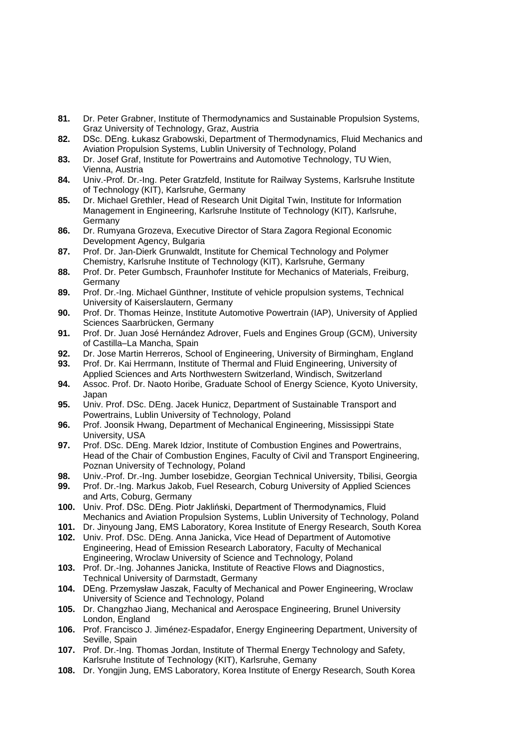81. Dr. Peter Grabner, Institute of Thermodynamics and Sustainable Propulsion Systems, Graz University of Technology, Graz, Austria
82. DSc. DEng. Łukasz Grabowski, Department of Thermodynamics, Fluid Mechanics and Aviation Propulsion Systems, Lublin University of Technology, Poland
83. Dr. Josef Graf, Institute for Powertrains and Automotive Technology, TU Wien, Vienna, Austria
84. Univ.-Prof. Dr.-Ing. Peter Gratzfeld, Institute for Railway Systems, Karlsruhe Institute of Technology (KIT), Karlsruhe, Germany
85. Dr. Michael Grethler, Head of Research Unit Digital Twin, Institute for Information Management in Engineering, Karlsruhe Institute of Technology (KIT), Karlsruhe, Germany
86. Dr. Rumyana Grozeva, Executive Director of Stara Zagora Regional Economic Development Agency, Bulgaria
87. Prof. Dr. Jan-Dierk Grunwaldt, Institute for Chemical Technology and Polymer Chemistry, Karlsruhe Institute of Technology (KIT), Karlsruhe, Germany
88. Prof. Dr. Peter Gumbsch, Fraunhofer Institute for Mechanics of Materials, Freiburg, Germany
89. Prof. Dr.-Ing. Michael Günthner, Institute of vehicle propulsion systems, Technical University of Kaiserslautern, Germany
90. Prof. Dr. Thomas Heinze, Institute Automotive Powertrain (IAP), University of Applied Sciences Saarbrücken, Germany
91. Prof. Dr. Juan José Hernández Adrover, Fuels and Engines Group (GCM), University of Castilla–La Mancha, Spain
92. Dr. Jose Martin Herreros, School of Engineering, University of Birmingham, England
93. Prof. Dr. Kai Herrmann, Institute of Thermal and Fluid Engineering, University of Applied Sciences and Arts Northwestern Switzerland, Windisch, Switzerland
94. Assoc. Prof. Dr. Naoto Horibe, Graduate School of Energy Science, Kyoto University, Japan
95. Univ. Prof. DSc. DEng. Jacek Hunicz, Department of Sustainable Transport and Powertrains, Lublin University of Technology, Poland
96. Prof. Joonsik Hwang, Department of Mechanical Engineering, Mississippi State University, USA
97. Prof. DSc. DEng. Marek Idzior, Institute of Combustion Engines and Powertrains, Head of the Chair of Combustion Engines, Faculty of Civil and Transport Engineering, Poznan University of Technology, Poland
98. Univ.-Prof. Dr.-Ing. Jumber Iosebidze, Georgian Technical University, Tbilisi, Georgia
99. Prof. Dr.-Ing. Markus Jakob, Fuel Research, Coburg University of Applied Sciences and Arts, Coburg, Germany
100. Univ. Prof. DSc. DEng. Piotr Jakliński, Department of Thermodynamics, Fluid Mechanics and Aviation Propulsion Systems, Lublin University of Technology, Poland
101. Dr. Jinyoung Jang, EMS Laboratory, Korea Institute of Energy Research, South Korea
102. Univ. Prof. DSc. DEng. Anna Janicka, Vice Head of Department of Automotive Engineering, Head of Emission Research Laboratory, Faculty of Mechanical Engineering, Wroclaw University of Science and Technology, Poland
103. Prof. Dr.-Ing. Johannes Janicka, Institute of Reactive Flows and Diagnostics, Technical University of Darmstadt, Germany
104. DEng. Przemysław Jaszak, Faculty of Mechanical and Power Engineering, Wroclaw University of Science and Technology, Poland
105. Dr. Changzhao Jiang, Mechanical and Aerospace Engineering, Brunel University London, England
106. Prof. Francisco J. Jiménez-Espadafor, Energy Engineering Department, University of Seville, Spain
107. Prof. Dr.-Ing. Thomas Jordan, Institute of Thermal Energy Technology and Safety, Karlsruhe Institute of Technology (KIT), Karlsruhe, Gemany
108. Dr. Yongjin Jung, EMS Laboratory, Korea Institute of Energy Research, South Korea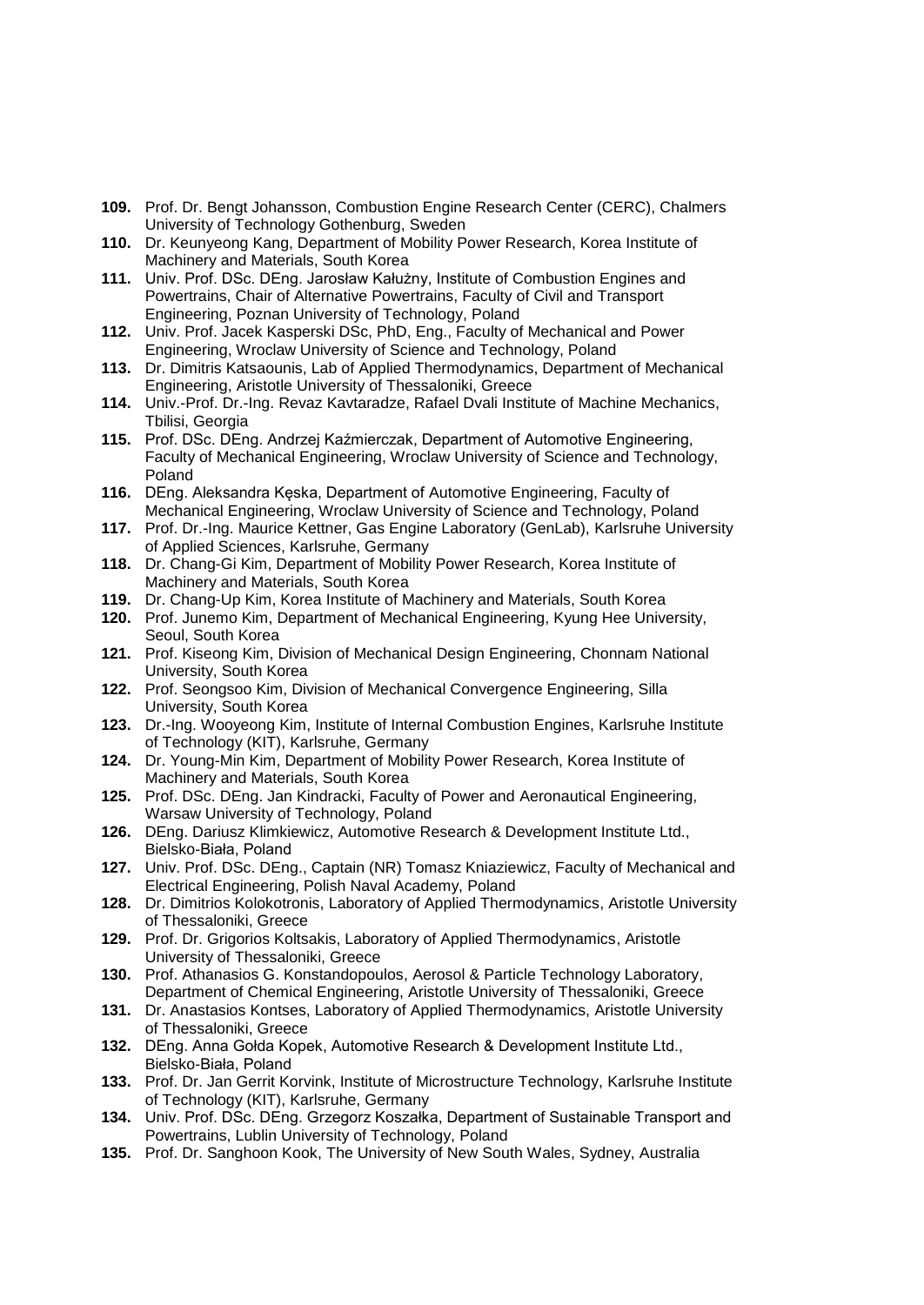**109.** Prof. Dr. Bengt Johansson, Combustion Engine Research Center (CERC), Chalmers University of Technology Gothenburg, Sweden

**110.** Dr. Keunyeong Kang, Department of Mobility Power Research, Korea Institute of Machinery and Materials, South Korea

**111.** Univ. Prof. DSc. DEng. Jarosław Kałużny, Institute of Combustion Engines and Powertrains, Chair of Alternative Powertrains, Faculty of Civil and Transport Engineering, Poznan University of Technology, Poland

**112.** Univ. Prof. Jacek Kasperski DSc, PhD, Eng., Faculty of Mechanical and Power Engineering, Wroclaw University of Science and Technology, Poland

**113.** Dr. Dimitris Katsaounis, Lab of Applied Thermodynamics, Department of Mechanical Engineering, Aristotle University of Thessaloniki, Greece

**114.** Univ.-Prof. Dr.-Ing. Revaz Kavtaradze, Rafael Dvali Institute of Machine Mechanics, Tbilisi, Georgia

**115.** Prof. DSc. DEng. Andrzej Kaźmierczak, Department of Automotive Engineering, Faculty of Mechanical Engineering, Wroclaw University of Science and Technology, Poland

**116.** DEng. Aleksandra Kęska, Department of Automotive Engineering, Faculty of Mechanical Engineering, Wroclaw University of Science and Technology, Poland

**117.** Prof. Dr.-Ing. Maurice Kettner, Gas Engine Laboratory (GenLab), Karlsruhe University of Applied Sciences, Karlsruhe, Germany

**118.** Dr. Chang-Gi Kim, Department of Mobility Power Research, Korea Institute of Machinery and Materials, South Korea

**119.** Dr. Chang-Up Kim, Korea Institute of Machinery and Materials, South Korea

**120.** Prof. Junemo Kim, Department of Mechanical Engineering, Kyung Hee University, Seoul, South Korea

**121.** Prof. Kiseong Kim, Division of Mechanical Design Engineering, Chonnam National University, South Korea

**122.** Prof. Seongsoo Kim, Division of Mechanical Convergence Engineering, Silla University, South Korea

**123.** Dr.-Ing. Wooyeong Kim, Institute of Internal Combustion Engines, Karlsruhe Institute of Technology (KIT), Karlsruhe, Germany

**124.** Dr. Young-Min Kim, Department of Mobility Power Research, Korea Institute of Machinery and Materials, South Korea

**125.** Prof. DSc. DEng. Jan Kindracki, Faculty of Power and Aeronautical Engineering, Warsaw University of Technology, Poland

**126.** DEng. Dariusz Klimkiewicz, Automotive Research & Development Institute Ltd., Bielsko-Biała, Poland

**127.** Univ. Prof. DSc. DEng., Captain (NR) Tomasz Kniaziewicz, Faculty of Mechanical and Electrical Engineering, Polish Naval Academy, Poland

**128.** Dr. Dimitrios Kolokotronis, Laboratory of Applied Thermodynamics, Aristotle University of Thessaloniki, Greece

**129.** Prof. Dr. Grigorios Koltsakis, Laboratory of Applied Thermodynamics, Aristotle University of Thessaloniki, Greece

**130.** Prof. Athanasios G. Konstandopoulos, Aerosol & Particle Technology Laboratory, Department of Chemical Engineering, Aristotle University of Thessaloniki, Greece

**131.** Dr. Anastasios Kontses, Laboratory of Applied Thermodynamics, Aristotle University of Thessaloniki, Greece

**132.** DEng. Anna Gołda Kopek, Automotive Research & Development Institute Ltd., Bielsko-Biała, Poland

**133.** Prof. Dr. Jan Gerrit Korvink, Institute of Microstructure Technology, Karlsruhe Institute of Technology (KIT), Karlsruhe, Germany

**134.** Univ. Prof. DSc. DEng. Grzegorz Koszałka, Department of Sustainable Transport and Powertrains, Lublin University of Technology, Poland

**135.** Prof. Dr. Sanghoon Kook, The University of New South Wales, Sydney, Australia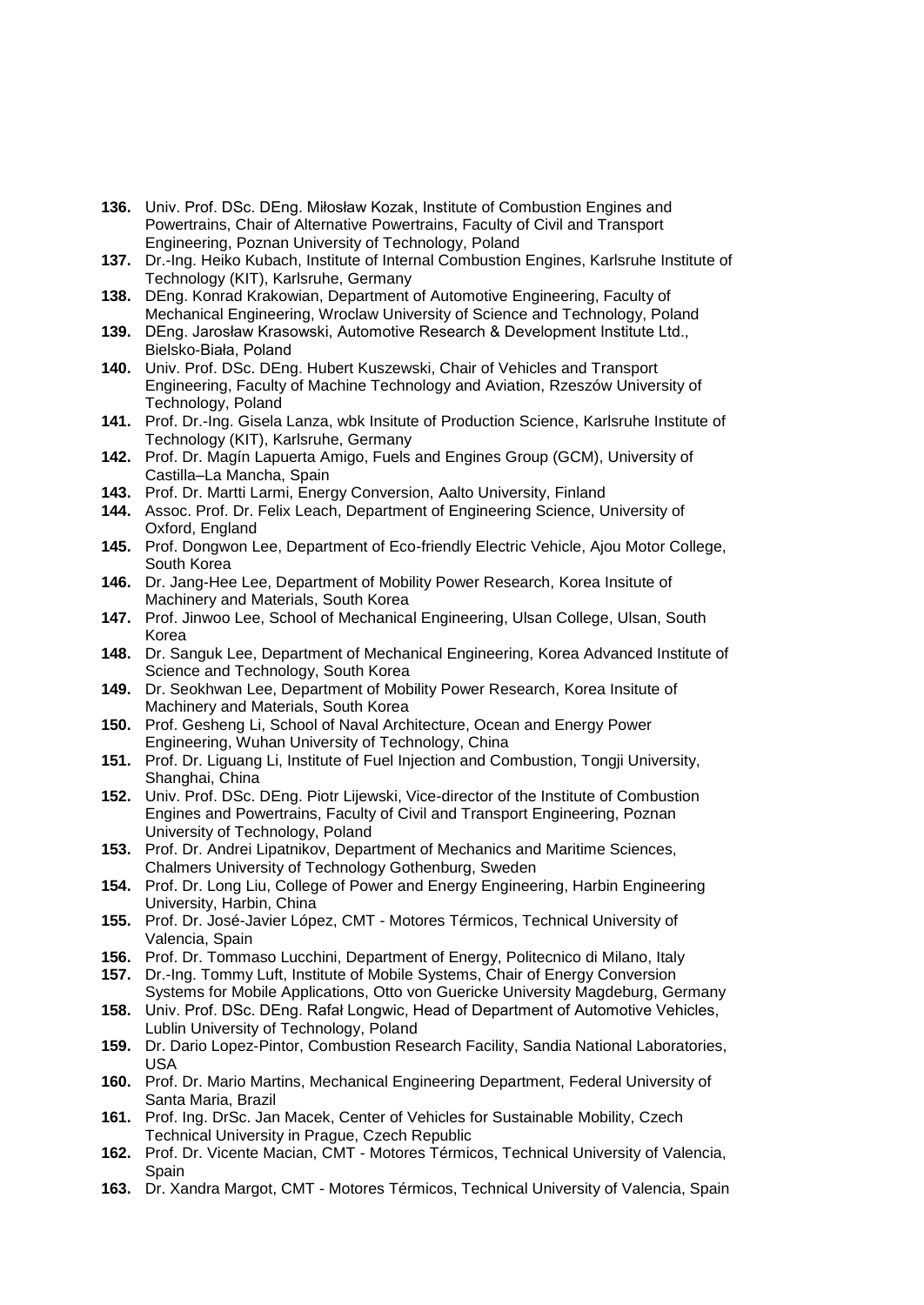**136.** Univ. Prof. DSc. DEng. Miłosław Kozak, Institute of Combustion Engines and Powertrains, Chair of Alternative Powertrains, Faculty of Civil and Transport Engineering, Poznan University of Technology, Poland

**137.** Dr.-Ing. Heiko Kubach, Institute of Internal Combustion Engines, Karlsruhe Institute of Technology (KIT), Karlsruhe, Germany

**138.** DEng. Konrad Krakowian, Department of Automotive Engineering, Faculty of Mechanical Engineering, Wroclaw University of Science and Technology, Poland

**139.** DEng. Jarosław Krasowski, Automotive Research & Development Institute Ltd., Bielsko-Biała, Poland

**140.** Univ. Prof. DSc. DEng. Hubert Kuszewski, Chair of Vehicles and Transport Engineering, Faculty of Machine Technology and Aviation, Rzeszów University of Technology, Poland

**141.** Prof. Dr.-Ing. Gisela Lanza, wbk Insitute of Production Science, Karlsruhe Institute of Technology (KIT), Karlsruhe, Germany

**142.** Prof. Dr. Magín Lapuerta Amigo, Fuels and Engines Group (GCM), University of Castilla–La Mancha, Spain

**143.** Prof. Dr. Martti Larmi, Energy Conversion, Aalto University, Finland

**144.** Assoc. Prof. Dr. Felix Leach, Department of Engineering Science, University of Oxford, England

**145.** Prof. Dongwon Lee, Department of Eco-friendly Electric Vehicle, Ajou Motor College, South Korea

**146.** Dr. Jang-Hee Lee, Department of Mobility Power Research, Korea Insitute of Machinery and Materials, South Korea

**147.** Prof. Jinwoo Lee, School of Mechanical Engineering, Ulsan College, Ulsan, South Korea

**148.** Dr. Sanguk Lee, Department of Mechanical Engineering, Korea Advanced Institute of Science and Technology, South Korea

**149.** Dr. Seokhwan Lee, Department of Mobility Power Research, Korea Insitute of Machinery and Materials, South Korea

**150.** Prof. Gesheng Li, School of Naval Architecture, Ocean and Energy Power Engineering, Wuhan University of Technology, China

**151.** Prof. Dr. Liguang Li, Institute of Fuel Injection and Combustion, Tongji University, Shanghai, China

**152.** Univ. Prof. DSc. DEng. Piotr Lijewski, Vice-director of the Institute of Combustion Engines and Powertrains, Faculty of Civil and Transport Engineering, Poznan University of Technology, Poland

**153.** Prof. Dr. Andrei Lipatnikov, Department of Mechanics and Maritime Sciences, Chalmers University of Technology Gothenburg, Sweden

**154.** Prof. Dr. Long Liu, College of Power and Energy Engineering, Harbin Engineering University, Harbin, China

**155.** Prof. Dr. José-Javier López, CMT - Motores Térmicos, Technical University of Valencia, Spain

**156.** Prof. Dr. Tommaso Lucchini, Department of Energy, Politecnico di Milano, Italy

**157.** Dr.-Ing. Tommy Luft, Institute of Mobile Systems, Chair of Energy Conversion Systems for Mobile Applications, Otto von Guericke University Magdeburg, Germany

**158.** Univ. Prof. DSc. DEng. Rafał Longwic, Head of Department of Automotive Vehicles, Lublin University of Technology, Poland

**159.** Dr. Dario Lopez-Pintor, Combustion Research Facility, Sandia National Laboratories, USA

**160.** Prof. Dr. Mario Martins, Mechanical Engineering Department, Federal University of Santa Maria, Brazil

**161.** Prof. Ing. DrSc. Jan Macek, Center of Vehicles for Sustainable Mobility, Czech Technical University in Prague, Czech Republic

**162.** Prof. Dr. Vicente Macian, CMT - Motores Térmicos, Technical University of Valencia, Spain

**163.** Dr. Xandra Margot, CMT - Motores Térmicos, Technical University of Valencia, Spain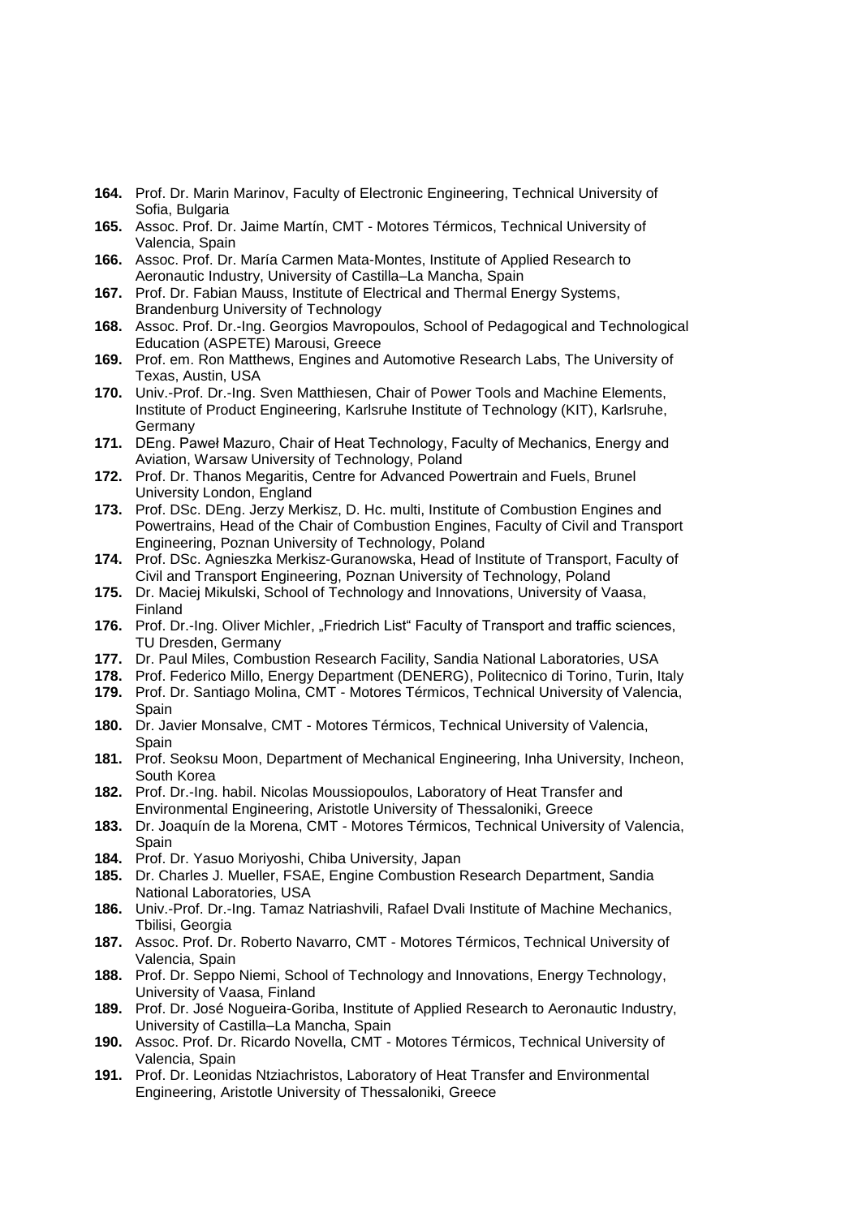164. Prof. Dr. Marin Marinov, Faculty of Electronic Engineering, Technical University of Sofia, Bulgaria
165. Assoc. Prof. Dr. Jaime Martín, CMT - Motores Térmicos, Technical University of Valencia, Spain
166. Assoc. Prof. Dr. María Carmen Mata-Montes, Institute of Applied Research to Aeronautic Industry, University of Castilla–La Mancha, Spain
167. Prof. Dr. Fabian Mauss, Institute of Electrical and Thermal Energy Systems, Brandenburg University of Technology
168. Assoc. Prof. Dr.-Ing. Georgios Mavropoulos, School of Pedagogical and Technological Education (ASPETE) Marousi, Greece
169. Prof. em. Ron Matthews, Engines and Automotive Research Labs, The University of Texas, Austin, USA
170. Univ.-Prof. Dr.-Ing. Sven Matthiesen, Chair of Power Tools and Machine Elements, Institute of Product Engineering, Karlsruhe Institute of Technology (KIT), Karlsruhe, Germany
171. DEng. Paweł Mazuro, Chair of Heat Technology, Faculty of Mechanics, Energy and Aviation, Warsaw University of Technology, Poland
172. Prof. Dr. Thanos Megaritis, Centre for Advanced Powertrain and Fuels, Brunel University London, England
173. Prof. DSc. DEng. Jerzy Merkisz, D. Hc. multi, Institute of Combustion Engines and Powertrains, Head of the Chair of Combustion Engines, Faculty of Civil and Transport Engineering, Poznan University of Technology, Poland
174. Prof. DSc. Agnieszka Merkisz-Guranowska, Head of Institute of Transport, Faculty of Civil and Transport Engineering, Poznan University of Technology, Poland
175. Dr. Maciej Mikulski, School of Technology and Innovations, University of Vaasa, Finland
176. Prof. Dr.-Ing. Oliver Michler, „Friedrich List“ Faculty of Transport and traffic sciences, TU Dresden, Germany
177. Dr. Paul Miles, Combustion Research Facility, Sandia National Laboratories, USA
178. Prof. Federico Millo, Energy Department (DENERG), Politecnico di Torino, Turin, Italy
179. Prof. Dr. Santiago Molina, CMT - Motores Térmicos, Technical University of Valencia, Spain
180. Dr. Javier Monsalve, CMT - Motores Térmicos, Technical University of Valencia, Spain
181. Prof. Seoksu Moon, Department of Mechanical Engineering, Inha University, Incheon, South Korea
182. Prof. Dr.-Ing. habil. Nicolas Moussiopoulos, Laboratory of Heat Transfer and Environmental Engineering, Aristotle University of Thessaloniki, Greece
183. Dr. Joaquín de la Morena, CMT - Motores Térmicos, Technical University of Valencia, Spain
184. Prof. Dr. Yasuo Moriyoshi, Chiba University, Japan
185. Dr. Charles J. Mueller, FSAE, Engine Combustion Research Department, Sandia National Laboratories, USA
186. Univ.-Prof. Dr.-Ing. Tamaz Natriashvili, Rafael Dvali Institute of Machine Mechanics, Tbilisi, Georgia
187. Assoc. Prof. Dr. Roberto Navarro, CMT - Motores Térmicos, Technical University of Valencia, Spain
188. Prof. Dr. Seppo Niemi, School of Technology and Innovations, Energy Technology, University of Vaasa, Finland
189. Prof. Dr. José Nogueira-Goriba, Institute of Applied Research to Aeronautic Industry, University of Castilla–La Mancha, Spain
190. Assoc. Prof. Dr. Ricardo Novella, CMT - Motores Térmicos, Technical University of Valencia, Spain
191. Prof. Dr. Leonidas Ntziachristos, Laboratory of Heat Transfer and Environmental Engineering, Aristotle University of Thessaloniki, Greece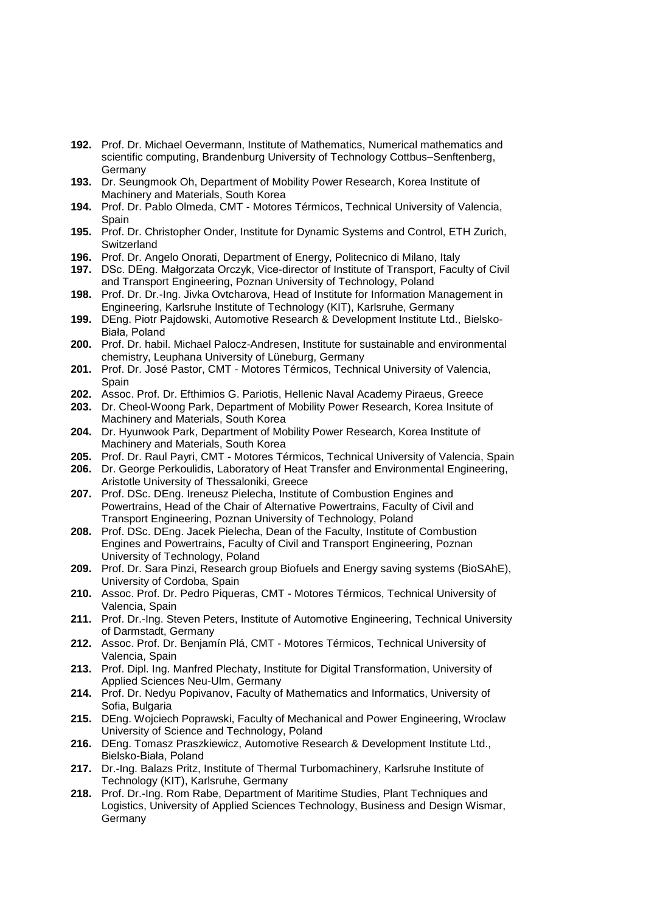**192.** Prof. Dr. Michael Oevermann, Institute of Mathematics, Numerical mathematics and scientific computing, Brandenburg University of Technology Cottbus–Senftenberg, Germany

**193.** Dr. Seungmook Oh, Department of Mobility Power Research, Korea Institute of Machinery and Materials, South Korea

**194.** Prof. Dr. Pablo Olmeda, CMT - Motores Térmicos, Technical University of Valencia, Spain

**195.** Prof. Dr. Christopher Onder, Institute for Dynamic Systems and Control, ETH Zurich, Switzerland

**196.** Prof. Dr. Angelo Onorati, Department of Energy, Politecnico di Milano, Italy

**197.** DSc. DEng. Małgorzata Orczyk, Vice-director of Institute of Transport, Faculty of Civil and Transport Engineering, Poznan University of Technology, Poland

**198.** Prof. Dr. Dr.-Ing. Jivka Ovtcharova, Head of Institute for Information Management in Engineering, Karlsruhe Institute of Technology (KIT), Karlsruhe, Germany

**199.** DEng. Piotr Pajdowski, Automotive Research & Development Institute Ltd., Bielsko-Biała, Poland

**200.** Prof. Dr. habil. Michael Palocz-Andresen, Institute for sustainable and environmental chemistry, Leuphana University of Lüneburg, Germany

**201.** Prof. Dr. José Pastor, CMT - Motores Térmicos, Technical University of Valencia, Spain

**202.** Assoc. Prof. Dr. Efthimios G. Pariotis, Hellenic Naval Academy Piraeus, Greece

**203.** Dr. Cheol-Woong Park, Department of Mobility Power Research, Korea Insitute of Machinery and Materials, South Korea

**204.** Dr. Hyunwook Park, Department of Mobility Power Research, Korea Institute of Machinery and Materials, South Korea

**205.** Prof. Dr. Raul Payri, CMT - Motores Térmicos, Technical University of Valencia, Spain

**206.** Dr. George Perkoulidis, Laboratory of Heat Transfer and Environmental Engineering, Aristotle University of Thessaloniki, Greece

**207.** Prof. DSc. DEng. Ireneusz Pielecha, Institute of Combustion Engines and Powertrains, Head of the Chair of Alternative Powertrains, Faculty of Civil and Transport Engineering, Poznan University of Technology, Poland

**208.** Prof. DSc. DEng. Jacek Pielecha, Dean of the Faculty, Institute of Combustion Engines and Powertrains, Faculty of Civil and Transport Engineering, Poznan University of Technology, Poland

**209.** Prof. Dr. Sara Pinzi, Research group Biofuels and Energy saving systems (BioSAhE), University of Cordoba, Spain

**210.** Assoc. Prof. Dr. Pedro Piqueras, CMT - Motores Térmicos, Technical University of Valencia, Spain

**211.** Prof. Dr.-Ing. Steven Peters, Institute of Automotive Engineering, Technical University of Darmstadt, Germany

**212.** Assoc. Prof. Dr. Benjamín Plá, CMT - Motores Térmicos, Technical University of Valencia, Spain

**213.** Prof. Dipl. Ing. Manfred Plechaty, Institute for Digital Transformation, University of Applied Sciences Neu-Ulm, Germany

**214.** Prof. Dr. Nedyu Popivanov, Faculty of Mathematics and Informatics, University of Sofia, Bulgaria

**215.** DEng. Wojciech Poprawski, Faculty of Mechanical and Power Engineering, Wroclaw University of Science and Technology, Poland

**216.** DEng. Tomasz Praszkiewicz, Automotive Research & Development Institute Ltd., Bielsko-Biała, Poland

**217.** Dr.-Ing. Balazs Pritz, Institute of Thermal Turbomachinery, Karlsruhe Institute of Technology (KIT), Karlsruhe, Germany

**218.** Prof. Dr.-Ing. Rom Rabe, Department of Maritime Studies, Plant Techniques and Logistics, University of Applied Sciences Technology, Business and Design Wismar, Germany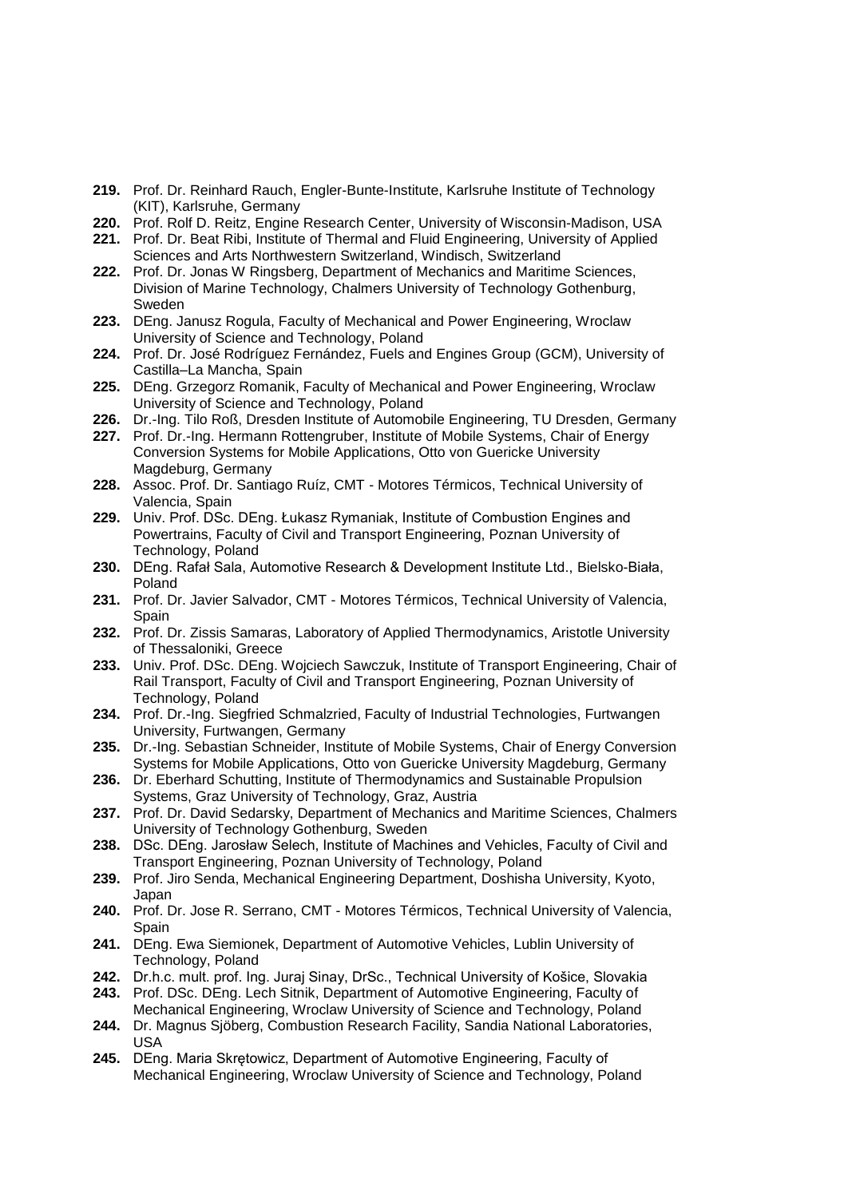**219.** Prof. Dr. Reinhard Rauch, Engler-Bunte-Institute, Karlsruhe Institute of Technology (KIT), Karlsruhe, Germany

**220.** Prof. Rolf D. Reitz, Engine Research Center, University of Wisconsin-Madison, USA

**221.** Prof. Dr. Beat Ribi, Institute of Thermal and Fluid Engineering, University of Applied Sciences and Arts Northwestern Switzerland, Windisch, Switzerland

**222.** Prof. Dr. Jonas W Ringsberg, Department of Mechanics and Maritime Sciences, Division of Marine Technology, Chalmers University of Technology Gothenburg, Sweden

**223.** DEng. Janusz Rogula, Faculty of Mechanical and Power Engineering, Wroclaw University of Science and Technology, Poland

**224.** Prof. Dr. José Rodríguez Fernández, Fuels and Engines Group (GCM), University of Castilla–La Mancha, Spain

**225.** DEng. Grzegorz Romanik, Faculty of Mechanical and Power Engineering, Wroclaw University of Science and Technology, Poland

**226.** Dr.-Ing. Tilo Roß, Dresden Institute of Automobile Engineering, TU Dresden, Germany

**227.** Prof. Dr.-Ing. Hermann Rottengruber, Institute of Mobile Systems, Chair of Energy Conversion Systems for Mobile Applications, Otto von Guericke University Magdeburg, Germany

**228.** Assoc. Prof. Dr. Santiago Ruíz, CMT - Motores Térmicos, Technical University of Valencia, Spain

**229.** Univ. Prof. DSc. DEng. Łukasz Rymaniak, Institute of Combustion Engines and Powertrains, Faculty of Civil and Transport Engineering, Poznan University of Technology, Poland

**230.** DEng. Rafał Sala, Automotive Research & Development Institute Ltd., Bielsko-Biała, Poland

**231.** Prof. Dr. Javier Salvador, CMT - Motores Térmicos, Technical University of Valencia, Spain

**232.** Prof. Dr. Zissis Samaras, Laboratory of Applied Thermodynamics, Aristotle University of Thessaloniki, Greece

**233.** Univ. Prof. DSc. DEng. Wojciech Sawczuk, Institute of Transport Engineering, Chair of Rail Transport, Faculty of Civil and Transport Engineering, Poznan University of Technology, Poland

**234.** Prof. Dr.-Ing. Siegfried Schmalzried, Faculty of Industrial Technologies, Furtwangen University, Furtwangen, Germany

**235.** Dr.-Ing. Sebastian Schneider, Institute of Mobile Systems, Chair of Energy Conversion Systems for Mobile Applications, Otto von Guericke University Magdeburg, Germany

**236.** Dr. Eberhard Schutting, Institute of Thermodynamics and Sustainable Propulsion Systems, Graz University of Technology, Graz, Austria

**237.** Prof. Dr. David Sedarsky, Department of Mechanics and Maritime Sciences, Chalmers University of Technology Gothenburg, Sweden

**238.** DSc. DEng. Jarosław Selech, Institute of Machines and Vehicles, Faculty of Civil and Transport Engineering, Poznan University of Technology, Poland

**239.** Prof. Jiro Senda, Mechanical Engineering Department, Doshisha University, Kyoto, Japan

**240.** Prof. Dr. Jose R. Serrano, CMT - Motores Térmicos, Technical University of Valencia, Spain

**241.** DEng. Ewa Siemionek, Department of Automotive Vehicles, Lublin University of Technology, Poland

**242.** Dr.h.c. mult. prof. Ing. Juraj Sinay, DrSc., Technical University of Košice, Slovakia

**243.** Prof. DSc. DEng. Lech Sitnik, Department of Automotive Engineering, Faculty of Mechanical Engineering, Wroclaw University of Science and Technology, Poland

**244.** Dr. Magnus Sjöberg, Combustion Research Facility, Sandia National Laboratories, USA

**245.** DEng. Maria Skrętowicz, Department of Automotive Engineering, Faculty of Mechanical Engineering, Wroclaw University of Science and Technology, Poland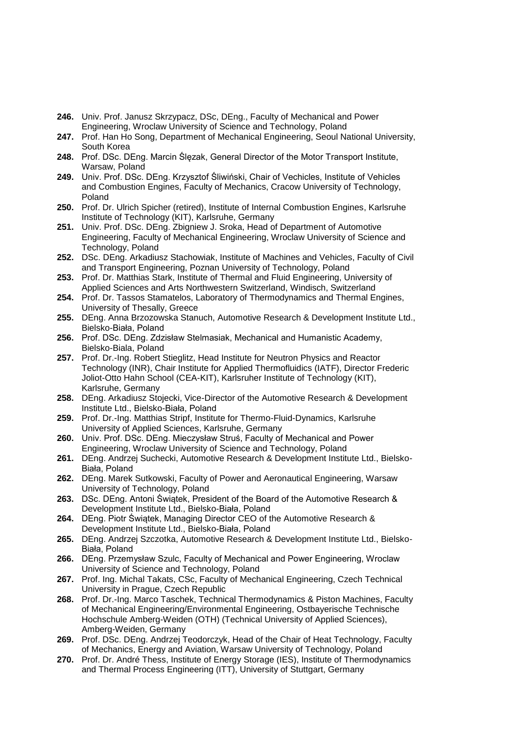**246.** Univ. Prof. Janusz Skrzypacz, DSc, DEng., Faculty of Mechanical and Power Engineering, Wroclaw University of Science and Technology, Poland

**247.** Prof. Han Ho Song, Department of Mechanical Engineering, Seoul National University, South Korea

**248.** Prof. DSc. DEng. Marcin Ślęzak, General Director of the Motor Transport Institute, Warsaw, Poland

**249.** Univ. Prof. DSc. DEng. Krzysztof Śliwiński, Chair of Vechicles, Institute of Vehicles and Combustion Engines, Faculty of Mechanics, Cracow University of Technology, Poland

**250.** Prof. Dr. Ulrich Spicher (retired), Institute of Internal Combustion Engines, Karlsruhe Institute of Technology (KIT), Karlsruhe, Germany

**251.** Univ. Prof. DSc. DEng. Zbigniew J. Sroka, Head of Department of Automotive Engineering, Faculty of Mechanical Engineering, Wroclaw University of Science and Technology, Poland

**252.** DSc. DEng. Arkadiusz Stachowiak, Institute of Machines and Vehicles, Faculty of Civil and Transport Engineering, Poznan University of Technology, Poland

**253.** Prof. Dr. Matthias Stark, Institute of Thermal and Fluid Engineering, University of Applied Sciences and Arts Northwestern Switzerland, Windisch, Switzerland

**254.** Prof. Dr. Tassos Stamatelos, Laboratory of Thermodynamics and Thermal Engines, University of Thesally, Greece

**255.** DEng. Anna Brzozowska Stanuch, Automotive Research & Development Institute Ltd., Bielsko-Biała, Poland

**256.** Prof. DSc. DEng. Zdzisław Stelmasiak, Mechanical and Humanistic Academy, Bielsko-Biala, Poland

**257.** Prof. Dr.-Ing. Robert Stieglitz, Head Institute for Neutron Physics and Reactor Technology (INR), Chair Institute for Applied Thermofluidics (IATF), Director Frederic Joliot-Otto Hahn School (CEA-KIT), Karlsruher Institute of Technology (KIT), Karlsruhe, Germany

**258.** DEng. Arkadiusz Stojecki, Vice-Director of the Automotive Research & Development Institute Ltd., Bielsko-Biała, Poland

**259.** Prof. Dr.-Ing. Matthias Stripf, Institute for Thermo-Fluid-Dynamics, Karlsruhe University of Applied Sciences, Karlsruhe, Germany

**260.** Univ. Prof. DSc. DEng. Mieczysław Struś, Faculty of Mechanical and Power Engineering, Wroclaw University of Science and Technology, Poland

**261.** DEng. Andrzej Suchecki, Automotive Research & Development Institute Ltd., Bielsko-Biała, Poland

**262.** DEng. Marek Sutkowski, Faculty of Power and Aeronautical Engineering, Warsaw University of Technology, Poland

**263.** DSc. DEng. Antoni Świątek, President of the Board of the Automotive Research & Development Institute Ltd., Bielsko-Biała, Poland

**264.** DEng. Piotr Świątek, Managing Director CEO of the Automotive Research & Development Institute Ltd., Bielsko-Biała, Poland

**265.** DEng. Andrzej Szczotka, Automotive Research & Development Institute Ltd., Bielsko-Biała, Poland

**266.** DEng. Przemysław Szulc, Faculty of Mechanical and Power Engineering, Wroclaw University of Science and Technology, Poland

**267.** Prof. Ing. Michal Takats, CSc, Faculty of Mechanical Engineering, Czech Technical University in Prague, Czech Republic

**268.** Prof. Dr.-Ing. Marco Taschek, Technical Thermodynamics & Piston Machines, Faculty of Mechanical Engineering/Environmental Engineering, Ostbayerische Technische Hochschule Amberg-Weiden (OTH) (Technical University of Applied Sciences), Amberg-Weiden, Germany

**269.** Prof. DSc. DEng. Andrzej Teodorczyk, Head of the Chair of Heat Technology, Faculty of Mechanics, Energy and Aviation, Warsaw University of Technology, Poland

**270.** Prof. Dr. André Thess, Institute of Energy Storage (IES), Institute of Thermodynamics and Thermal Process Engineering (ITT), University of Stuttgart, Germany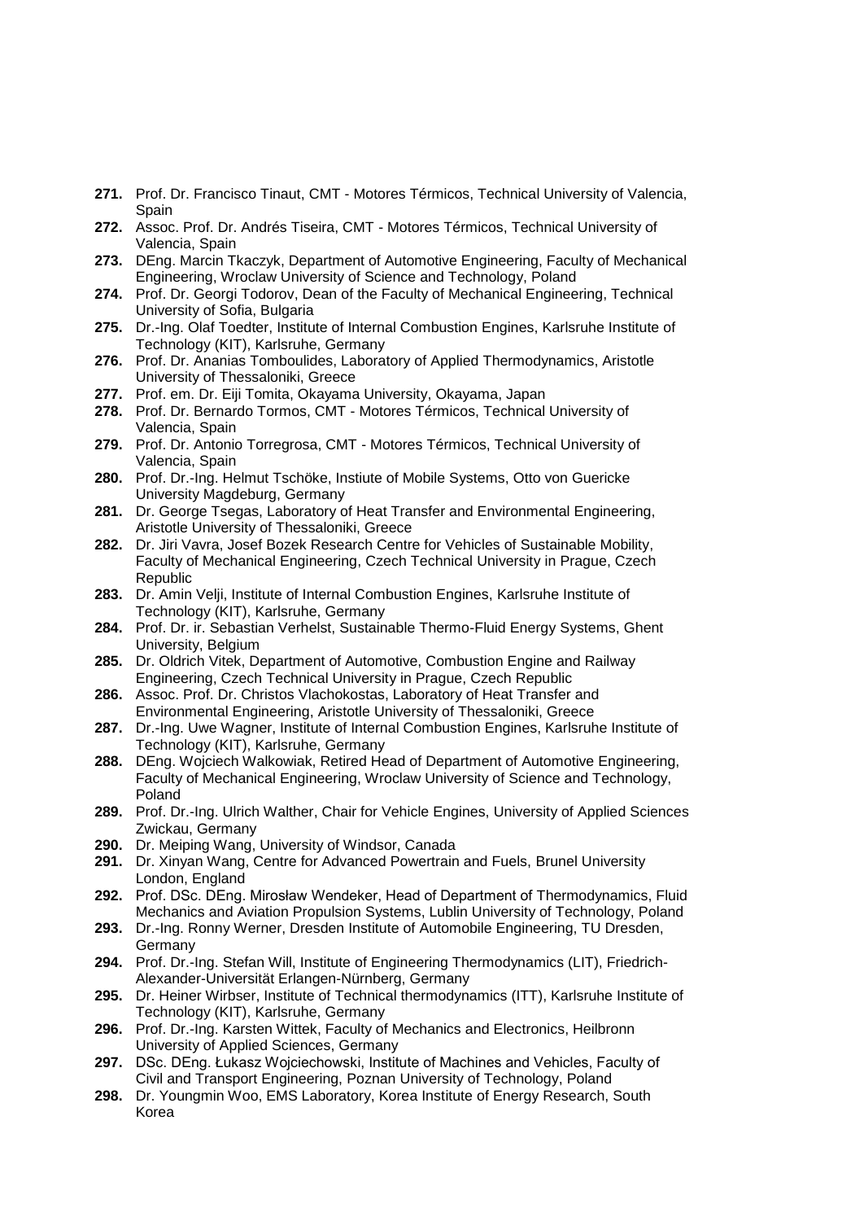271. Prof. Dr. Francisco Tinaut, CMT - Motores Térmicos, Technical University of Valencia, Spain
272. Assoc. Prof. Dr. Andrés Tiseira, CMT - Motores Térmicos, Technical University of Valencia, Spain
273. DEng. Marcin Tkaczyk, Department of Automotive Engineering, Faculty of Mechanical Engineering, Wroclaw University of Science and Technology, Poland
274. Prof. Dr. Georgi Todorov, Dean of the Faculty of Mechanical Engineering, Technical University of Sofia, Bulgaria
275. Dr.-Ing. Olaf Toedter, Institute of Internal Combustion Engines, Karlsruhe Institute of Technology (KIT), Karlsruhe, Germany
276. Prof. Dr. Ananias Tomboulides, Laboratory of Applied Thermodynamics, Aristotle University of Thessaloniki, Greece
277. Prof. em. Dr. Eiji Tomita, Okayama University, Okayama, Japan
278. Prof. Dr. Bernardo Tormos, CMT - Motores Térmicos, Technical University of Valencia, Spain
279. Prof. Dr. Antonio Torregrosa, CMT - Motores Térmicos, Technical University of Valencia, Spain
280. Prof. Dr.-Ing. Helmut Tschöke, Instiute of Mobile Systems, Otto von Guericke University Magdeburg, Germany
281. Dr. George Tsegas, Laboratory of Heat Transfer and Environmental Engineering, Aristotle University of Thessaloniki, Greece
282. Dr. Jiri Vavra, Josef Bozek Research Centre for Vehicles of Sustainable Mobility, Faculty of Mechanical Engineering, Czech Technical University in Prague, Czech Republic
283. Dr. Amin Velji, Institute of Internal Combustion Engines, Karlsruhe Institute of Technology (KIT), Karlsruhe, Germany
284. Prof. Dr. ir. Sebastian Verhelst, Sustainable Thermo-Fluid Energy Systems, Ghent University, Belgium
285. Dr. Oldrich Vitek, Department of Automotive, Combustion Engine and Railway Engineering, Czech Technical University in Prague, Czech Republic
286. Assoc. Prof. Dr. Christos Vlachokostas, Laboratory of Heat Transfer and Environmental Engineering, Aristotle University of Thessaloniki, Greece
287. Dr.-Ing. Uwe Wagner, Institute of Internal Combustion Engines, Karlsruhe Institute of Technology (KIT), Karlsruhe, Germany
288. DEng. Wojciech Walkowiak, Retired Head of Department of Automotive Engineering, Faculty of Mechanical Engineering, Wroclaw University of Science and Technology, Poland
289. Prof. Dr.-Ing. Ulrich Walther, Chair for Vehicle Engines, University of Applied Sciences Zwickau, Germany
290. Dr. Meiping Wang, University of Windsor, Canada
291. Dr. Xinyan Wang, Centre for Advanced Powertrain and Fuels, Brunel University London, England
292. Prof. DSc. DEng. Mirosław Wendeker, Head of Department of Thermodynamics, Fluid Mechanics and Aviation Propulsion Systems, Lublin University of Technology, Poland
293. Dr.-Ing. Ronny Werner, Dresden Institute of Automobile Engineering, TU Dresden, Germany
294. Prof. Dr.-Ing. Stefan Will, Institute of Engineering Thermodynamics (LIT), Friedrich-Alexander-Universität Erlangen-Nürnberg, Germany
295. Dr. Heiner Wirbser, Institute of Technical thermodynamics (ITT), Karlsruhe Institute of Technology (KIT), Karlsruhe, Germany
296. Prof. Dr.-Ing. Karsten Wittek, Faculty of Mechanics and Electronics, Heilbronn University of Applied Sciences, Germany
297. DSc. DEng. Łukasz Wojciechowski, Institute of Machines and Vehicles, Faculty of Civil and Transport Engineering, Poznan University of Technology, Poland
298. Dr. Youngmin Woo, EMS Laboratory, Korea Institute of Energy Research, South Korea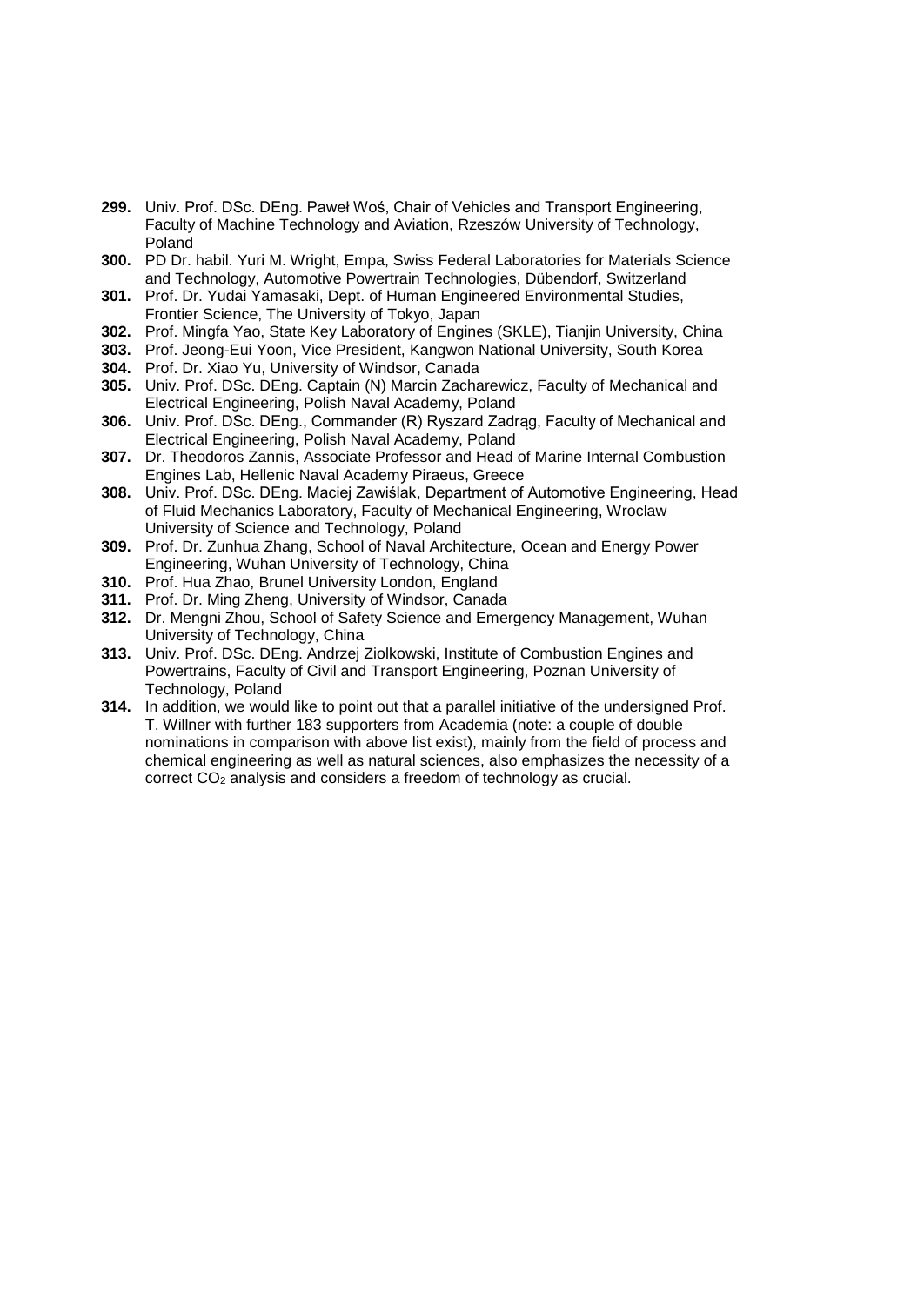299. Univ. Prof. DSc. DEng. Paweł Woś, Chair of Vehicles and Transport Engineering, Faculty of Machine Technology and Aviation, Rzeszów University of Technology, Poland
300. PD Dr. habil. Yuri M. Wright, Empa, Swiss Federal Laboratories for Materials Science and Technology, Automotive Powertrain Technologies, Dübendorf, Switzerland
301. Prof. Dr. Yudai Yamasaki, Dept. of Human Engineered Environmental Studies, Frontier Science, The University of Tokyo, Japan
302. Prof. Mingfa Yao, State Key Laboratory of Engines (SKLE), Tianjin University, China
303. Prof. Jeong-Eui Yoon, Vice President, Kangwon National University, South Korea
304. Prof. Dr. Xiao Yu, University of Windsor, Canada
305. Univ. Prof. DSc. DEng. Captain (N) Marcin Zacharewicz, Faculty of Mechanical and Electrical Engineering, Polish Naval Academy, Poland
306. Univ. Prof. DSc. DEng., Commander (R) Ryszard Zadrąg, Faculty of Mechanical and Electrical Engineering, Polish Naval Academy, Poland
307. Dr. Theodoros Zannis, Associate Professor and Head of Marine Internal Combustion Engines Lab, Hellenic Naval Academy Piraeus, Greece
308. Univ. Prof. DSc. DEng. Maciej Zawiślak, Department of Automotive Engineering, Head of Fluid Mechanics Laboratory, Faculty of Mechanical Engineering, Wroclaw University of Science and Technology, Poland
309. Prof. Dr. Zunhua Zhang, School of Naval Architecture, Ocean and Energy Power Engineering, Wuhan University of Technology, China
310. Prof. Hua Zhao, Brunel University London, England
311. Prof. Dr. Ming Zheng, University of Windsor, Canada
312. Dr. Mengni Zhou, School of Safety Science and Emergency Management, Wuhan University of Technology, China
313. Univ. Prof. DSc. DEng. Andrzej Ziolkowski, Institute of Combustion Engines and Powertrains, Faculty of Civil and Transport Engineering, Poznan University of Technology, Poland
314. In addition, we would like to point out that a parallel initiative of the undersigned Prof. T. Willner with further 183 supporters from Academia (note: a couple of double nominations in comparison with above list exist), mainly from the field of process and chemical engineering as well as natural sciences, also emphasizes the necessity of a correct $CO_2$ analysis and considers a freedom of technology as crucial.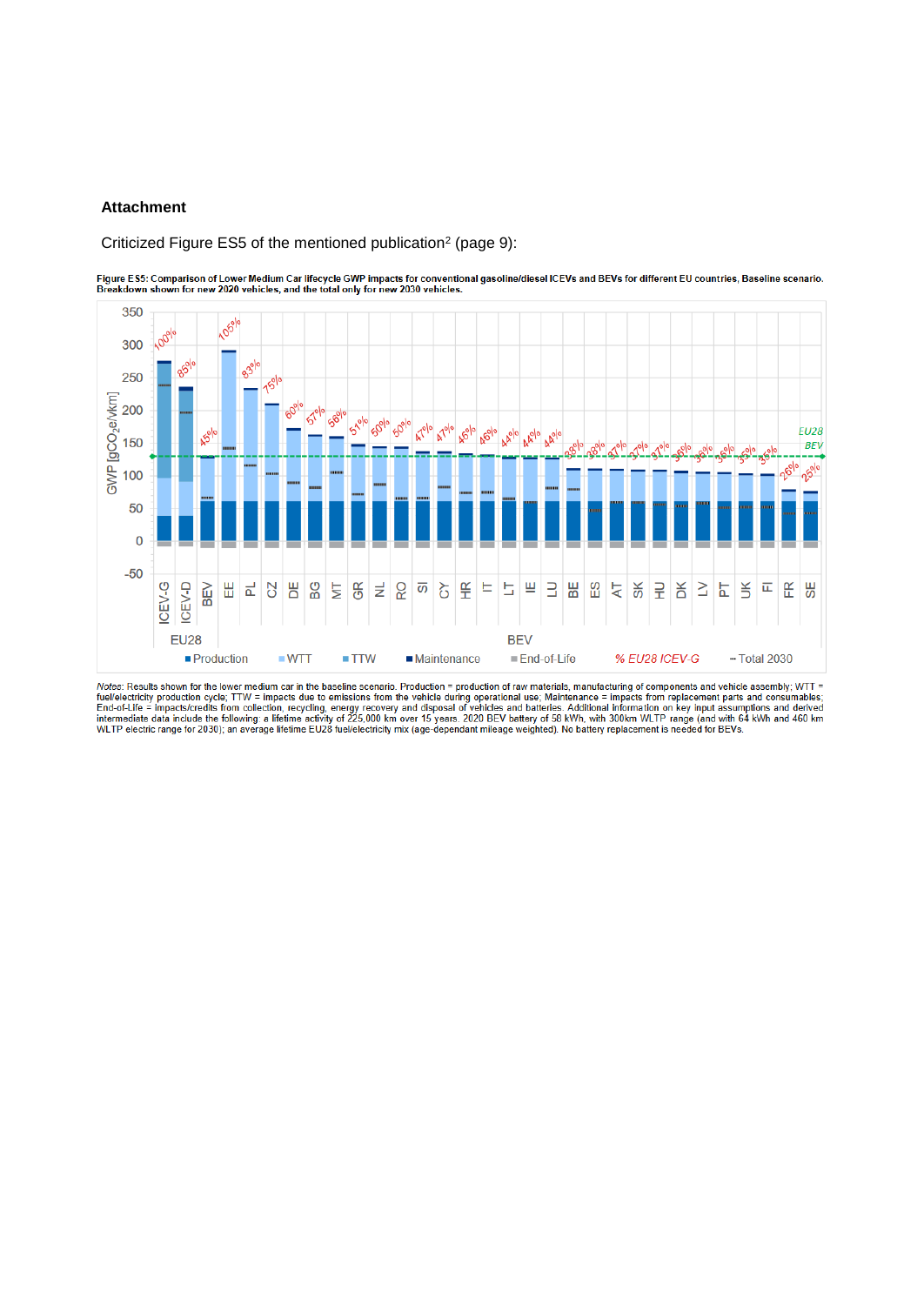**Attachment**

Criticized Figure ES5 of the mentioned publication[2] (page 9):

**Figure ES5: Comparison of Lower Medium Car lifecycle GWP impacts for conventional gasoline/diesel ICEVs and BEVs for different EU countries, Baseline scenario. Breakdown shown for new 2020 vehicles, and the total only for new 2030 vehicles.**

GWP [gCO$_2$e/vkm]

350
300
250
200
150
100
50
0
-50

100% 85% 45% 105% 83% 75% 60% 57% 56% 51% 50% 50% 47% 47% 46% 46% 44% 44% 44% 38% 38% 37% 37% 37% 36% 36% 36% 35% 35% 26% 25%

EU28 BEV

ICEV-G ICEV-D BEV EE PL CZ DE BG MT GR NL RO SI CY HR IT LT IE LU BE ES AT SK HU DK LV PT UK FI FR SE

EU28 BEV

Production WTT TTW Maintenance End-of-Life % EU28 ICEV-G Total 2030

*Notes*: Results shown for the lower medium car in the baseline scenario. Production = production of raw materials, manufacturing of components and vehicle assembly; WTT = fuel/electricity production cycle; TTW = impacts due to emissions from the vehicle during operational use; Maintenance = impacts from replacement parts and consumables; End-of-Life = impacts/credits from collection, recycling, energy recovery and disposal of vehicles and batteries. Additional information on key input assumptions and derived intermediate data include the following: a lifetime activity of 225,000 km over 15 years. 2020 BEV battery of 58 kWh, with 300km WLTP range (and with 64 kWh and 460 km WLTP electric range for 2030); an average lifetime EU28 fuel/electricity mix (age-dependant mileage weighted). No battery replacement is needed for BEVs.